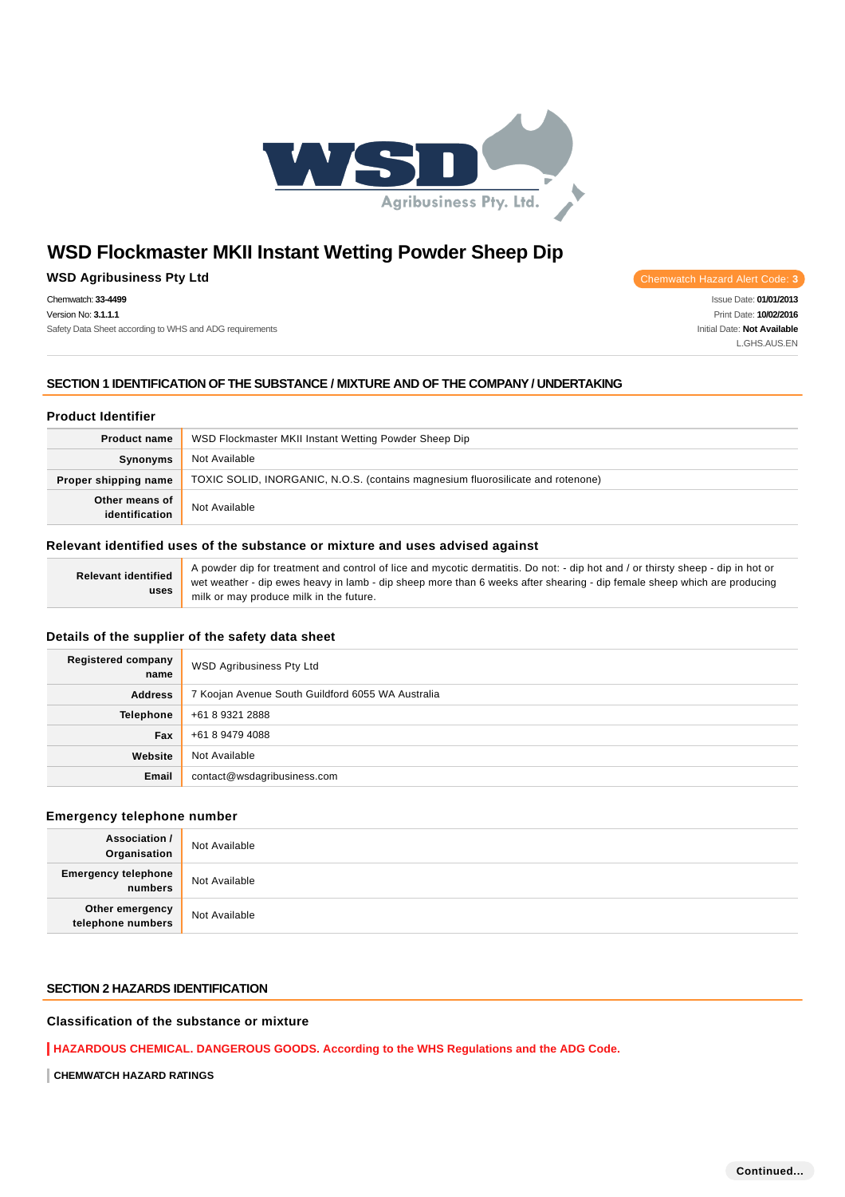# WSD Flockmaster MKII Instant Wetting Powder Sheep Dip

**WSD Agribusiness Pty Ltd**

Chemwatch Hazard Alert Code: **3**

Chemwatch: **33-4499**
Version No: **3.1.1.1**
Safety Data Sheet according to WHS and ADG requirements

Issue Date: **01/01/2013**
Print Date: **10/02/2016**
Initial Date: **Not Available**
L.GHS.AUS.EN

## SECTION 1 IDENTIFICATION OF THE SUBSTANCE / MIXTURE AND OF THE COMPANY / UNDERTAKING

### Product Identifier

| | |
|---|---|
| **Product name** | WSD Flockmaster MKII Instant Wetting Powder Sheep Dip |
| **Synonyms** | Not Available |
| **Proper shipping name** | TOXIC SOLID, INORGANIC, N.O.S. (contains magnesium fluorosilicate and rotenone) |
| **Other means of identification** | Not Available |

### Relevant identified uses of the substance or mixture and uses advised against

| | |
|---|---|
| **Relevant identified uses** | A powder dip for treatment and control of lice and mycotic dermatitis. Do not: - dip hot and / or thirsty sheep - dip in hot or wet weather - dip ewes heavy in lamb - dip sheep more than 6 weeks after shearing - dip female sheep which are producing milk or may produce milk in the future. |

### Details of the supplier of the safety data sheet

| | |
|---|---|
| **Registered company name** | WSD Agribusiness Pty Ltd |
| **Address** | 7 Koojan Avenue South Guildford 6055 WA Australia |
| **Telephone** | +61 8 9321 2888 |
| **Fax** | +61 8 9479 4088 |
| **Website** | Not Available |
| **Email** | contact@wsdagribusiness.com |

### Emergency telephone number

| | |
|---|---|
| **Association / Organisation** | Not Available |
| **Emergency telephone numbers** | Not Available |
| **Other emergency telephone numbers** | Not Available |

## SECTION 2 HAZARDS IDENTIFICATION

### Classification of the substance or mixture

**HAZARDOUS CHEMICAL. DANGEROUS GOODS. According to the WHS Regulations and the ADG Code.**

**CHEMWATCH HAZARD RATINGS**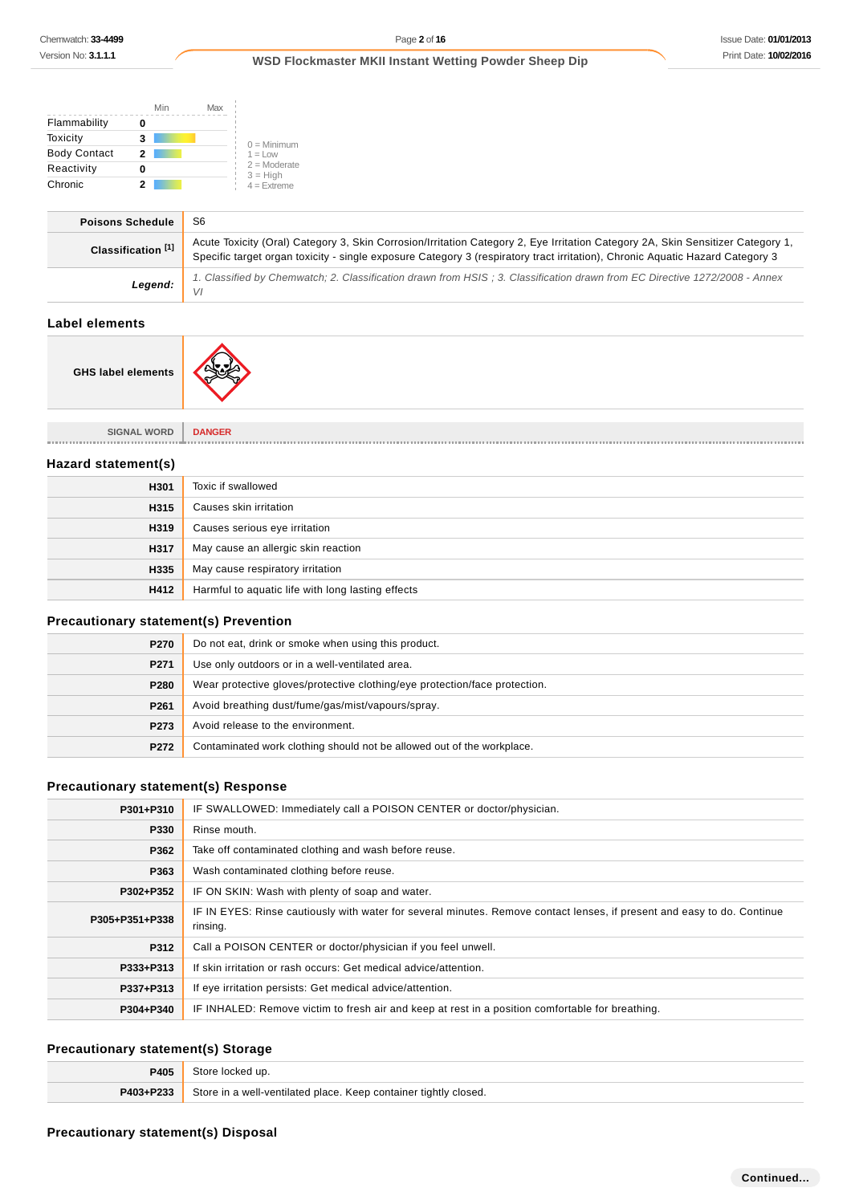| | Min | Max |
|---|---|---|
| Flammability | 0 | |
| Toxicity | 3 | |
| Body Contact | 2 | |
| Reactivity | 0 | |
| Chronic | 2 | |

0 = Minimum
1 = Low
2 = Moderate
3 = High
4 = Extreme

| | |
|---|---|
| **Poisons Schedule** | S6 |
| **Classification [1]** | Acute Toxicity (Oral) Category 3, Skin Corrosion/Irritation Category 2, Eye Irritation Category 2A, Skin Sensitizer Category 1, Specific target organ toxicity - single exposure Category 3 (respiratory tract irritation), Chronic Aquatic Hazard Category 3 |
| ***Legend:*** | *1. Classified by Chemwatch; 2. Classification drawn from HSIS ; 3. Classification drawn from EC Directive 1272/2008 - Annex VI* |

## Label elements

| | |
|---|---|
| **GHS label elements** | |

| | |
|---|---|
| SIGNAL WORD | DANGER |

## Hazard statement(s)

| | |
|---|---|
| **H301** | Toxic if swallowed |
| **H315** | Causes skin irritation |
| **H319** | Causes serious eye irritation |
| **H317** | May cause an allergic skin reaction |
| **H335** | May cause respiratory irritation |
| **H412** | Harmful to aquatic life with long lasting effects |

## Precautionary statement(s) Prevention

| | |
|---|---|
| **P270** | Do not eat, drink or smoke when using this product. |
| **P271** | Use only outdoors or in a well-ventilated area. |
| **P280** | Wear protective gloves/protective clothing/eye protection/face protection. |
| **P261** | Avoid breathing dust/fume/gas/mist/vapours/spray. |
| **P273** | Avoid release to the environment. |
| **P272** | Contaminated work clothing should not be allowed out of the workplace. |

## Precautionary statement(s) Response

| | |
|---|---|
| **P301+P310** | IF SWALLOWED: Immediately call a POISON CENTER or doctor/physician. |
| **P330** | Rinse mouth. |
| **P362** | Take off contaminated clothing and wash before reuse. |
| **P363** | Wash contaminated clothing before reuse. |
| **P302+P352** | IF ON SKIN: Wash with plenty of soap and water. |
| **P305+P351+P338** | IF IN EYES: Rinse cautiously with water for several minutes. Remove contact lenses, if present and easy to do. Continue rinsing. |
| **P312** | Call a POISON CENTER or doctor/physician if you feel unwell. |
| **P333+P313** | If skin irritation or rash occurs: Get medical advice/attention. |
| **P337+P313** | If eye irritation persists: Get medical advice/attention. |
| **P304+P340** | IF INHALED: Remove victim to fresh air and keep at rest in a position comfortable for breathing. |

## Precautionary statement(s) Storage

| | |
|---|---|
| **P405** | Store locked up. |
| **P403+P233** | Store in a well-ventilated place. Keep container tightly closed. |

## Precautionary statement(s) Disposal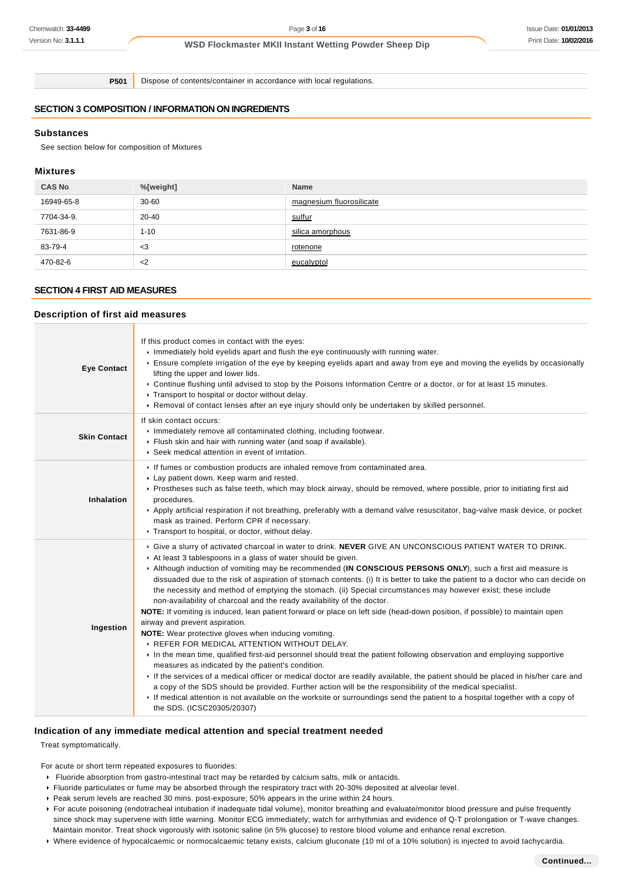| P501 | Dispose of contents/container in accordance with local regulations. |
| --- | --- |

## SECTION 3 COMPOSITION / INFORMATION ON INGREDIENTS

### Substances

See section below for composition of Mixtures

### Mixtures

| CAS No | %[weight] | Name |
| --- | --- | --- |
| 16949-65-8 | 30-60 | magnesium fluorosilicate |
| 7704-34-9. | 20-40 | sulfur |
| 7631-86-9 | 1-10 | silica amorphous |
| 83-79-4 | <3 | rotenone |
| 470-82-6 | <2 | eucalyptol |

## SECTION 4 FIRST AID MEASURES

### Description of first aid measures

| | |
| --- | --- |
| **Eye Contact** | If this product comes in contact with the eyes:<br>▸ Immediately hold eyelids apart and flush the eye continuously with running water.<br>▸ Ensure complete irrigation of the eye by keeping eyelids apart and away from eye and moving the eyelids by occasionally lifting the upper and lower lids.<br>▸ Continue flushing until advised to stop by the Poisons Information Centre or a doctor, or for at least 15 minutes.<br>▸ Transport to hospital or doctor without delay.<br>▸ Removal of contact lenses after an eye injury should only be undertaken by skilled personnel. |
| **Skin Contact** | If skin contact occurs:<br>▸ Immediately remove all contaminated clothing, including footwear.<br>▸ Flush skin and hair with running water (and soap if available).<br>▸ Seek medical attention in event of irritation. |
| **Inhalation** | ▸ If fumes or combustion products are inhaled remove from contaminated area.<br>▸ Lay patient down. Keep warm and rested.<br>▸ Prostheses such as false teeth, which may block airway, should be removed, where possible, prior to initiating first aid procedures.<br>▸ Apply artificial respiration if not breathing, preferably with a demand valve resuscitator, bag-valve mask device, or pocket mask as trained. Perform CPR if necessary.<br>▸ Transport to hospital, or doctor, without delay. |
| **Ingestion** | ▸ Give a slurry of activated charcoal in water to drink. **NEVER** GIVE AN UNCONSCIOUS PATIENT WATER TO DRINK.<br>▸ At least 3 tablespoons in a glass of water should be given.<br>▸ Although induction of vomiting may be recommended (**IN CONSCIOUS PERSONS ONLY**), such a first aid measure is dissuaded due to the risk of aspiration of stomach contents. (i) It is better to take the patient to a doctor who can decide on the necessity and method of emptying the stomach. (ii) Special circumstances may however exist; these include non-availability of charcoal and the ready availability of the doctor.<br>**NOTE:** If vomiting is induced, lean patient forward or place on left side (head-down position, if possible) to maintain open airway and prevent aspiration.<br>**NOTE:** Wear protective gloves when inducing vomiting.<br>▸ REFER FOR MEDICAL ATTENTION WITHOUT DELAY.<br>▸ In the mean time, qualified first-aid personnel should treat the patient following observation and employing supportive measures as indicated by the patient's condition.<br>▸ If the services of a medical officer or medical doctor are readily available, the patient should be placed in his/her care and a copy of the SDS should be provided. Further action will be the responsibility of the medical specialist.<br>▸ If medical attention is not available on the worksite or surroundings send the patient to a hospital together with a copy of the SDS. (ICSC20305/20307) |

### Indication of any immediate medical attention and special treatment needed

Treat symptomatically.

For acute or short term repeated exposures to fluorides:

- Fluoride absorption from gastro-intestinal tract may be retarded by calcium salts, milk or antacids.
- Fluoride particulates or fume may be absorbed through the respiratory tract with 20-30% deposited at alveolar level.
- Peak serum levels are reached 30 mins. post-exposure; 50% appears in the urine within 24 hours.
- For acute poisoning (endotracheal intubation if inadequate tidal volume), monitor breathing and evaluate/monitor blood pressure and pulse frequently since shock may supervene with little warning. Monitor ECG immediately; watch for arrhythmias and evidence of Q-T prolongation or T-wave changes. Maintain monitor. Treat shock vigorously with isotonic saline (in 5% glucose) to restore blood volume and enhance renal excretion.
- Where evidence of hypocalcaemic or normocalcaemic tetany exists, calcium gluconate (10 ml of a 10% solution) is injected to avoid tachycardia.

**Continued...**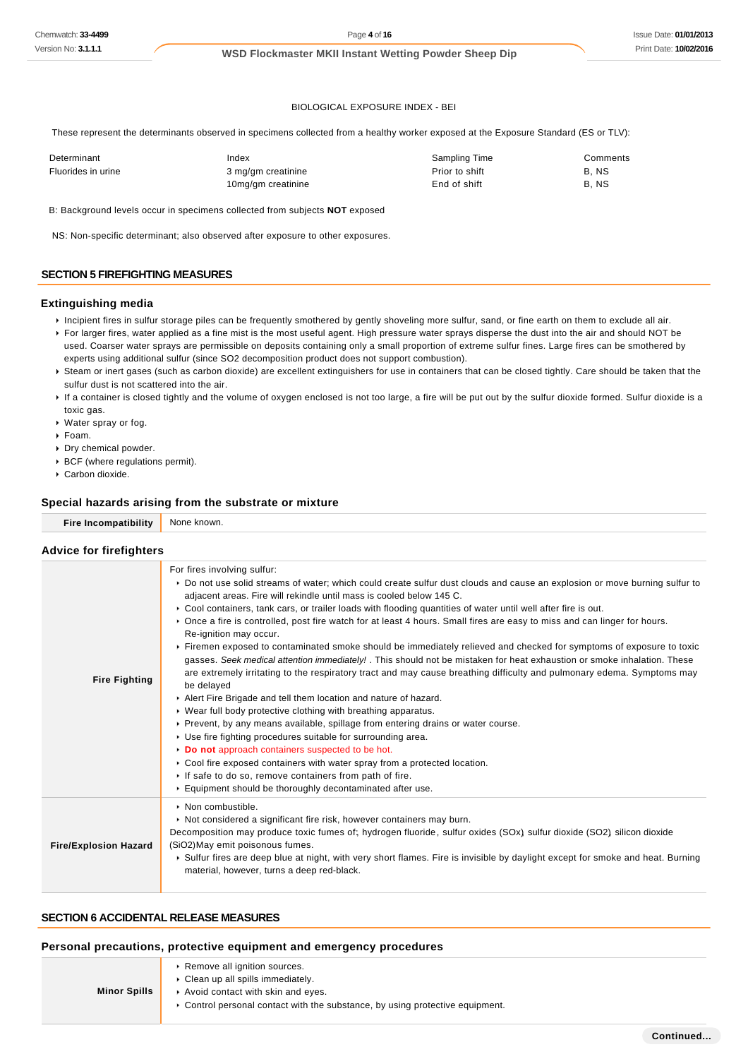BIOLOGICAL EXPOSURE INDEX - BEI

These represent the determinants observed in specimens collected from a healthy worker exposed at the Exposure Standard (ES or TLV):

| Determinant | Index | Sampling Time | Comments |
|---|---|---|---|
| Fluorides in urine | 3 mg/gm creatinine | Prior to shift | B, NS |
| | 10mg/gm creatinine | End of shift | B, NS |

B: Background levels occur in specimens collected from subjects **NOT** exposed

NS: Non-specific determinant; also observed after exposure to other exposures.

## SECTION 5 FIREFIGHTING MEASURES

### Extinguishing media

- Incipient fires in sulfur storage piles can be frequently smothered by gently shoveling more sulfur, sand, or fine earth on them to exclude all air.
- For larger fires, water applied as a fine mist is the most useful agent. High pressure water sprays disperse the dust into the air and should NOT be used. Coarser water sprays are permissible on deposits containing only a small proportion of extreme sulfur fines. Large fires can be smothered by experts using additional sulfur (since SO2 decomposition product does not support combustion).
- Steam or inert gases (such as carbon dioxide) are excellent extinguishers for use in containers that can be closed tightly. Care should be taken that the sulfur dust is not scattered into the air.
- If a container is closed tightly and the volume of oxygen enclosed is not too large, a fire will be put out by the sulfur dioxide formed. Sulfur dioxide is a toxic gas.
- Water spray or fog.
- Foam.
- Dry chemical powder.
- BCF (where regulations permit).
- Carbon dioxide.

### Special hazards arising from the substrate or mixture

| | |
|---|---|
| **Fire Incompatibility** | None known. |

### Advice for firefighters

| | |
|---|---|
| **Fire Fighting** | For fires involving sulfur:<br>• Do not use solid streams of water; which could create sulfur dust clouds and cause an explosion or move burning sulfur to adjacent areas. Fire will rekindle until mass is cooled below 145 C.<br>• Cool containers, tank cars, or trailer loads with flooding quantities of water until well after fire is out.<br>• Once a fire is controlled, post fire watch for at least 4 hours. Small fires are easy to miss and can linger for hours. Re-ignition may occur.<br>• Firemen exposed to contaminated smoke should be immediately relieved and checked for symptoms of exposure to toxic gasses. *Seek medical attention immediately!* . This should not be mistaken for heat exhaustion or smoke inhalation. These are extremely irritating to the respiratory tract and may cause breathing difficulty and pulmonary edema. Symptoms may be delayed<br>• Alert Fire Brigade and tell them location and nature of hazard.<br>• Wear full body protective clothing with breathing apparatus.<br>• Prevent, by any means available, spillage from entering drains or water course.<br>• Use fire fighting procedures suitable for surrounding area.<br>• **Do not** approach containers suspected to be hot.<br>• Cool fire exposed containers with water spray from a protected location.<br>• If safe to do so, remove containers from path of fire.<br>• Equipment should be thoroughly decontaminated after use. |
| **Fire/Explosion Hazard** | • Non combustible.<br>• Not considered a significant fire risk, however containers may burn.<br>Decomposition may produce toxic fumes of; hydrogen fluoride, sulfur oxides (SOx) sulfur dioxide (SO2) silicon dioxide (SiO2)May emit poisonous fumes.<br>• Sulfur fires are deep blue at night, with very short flames. Fire is invisible by daylight except for smoke and heat. Burning material, however, turns a deep red-black. |

## SECTION 6 ACCIDENTAL RELEASE MEASURES

### Personal precautions, protective equipment and emergency procedures

| | |
|---|---|
| **Minor Spills** | • Remove all ignition sources.<br>• Clean up all spills immediately.<br>• Avoid contact with skin and eyes.<br>• Control personal contact with the substance, by using protective equipment. |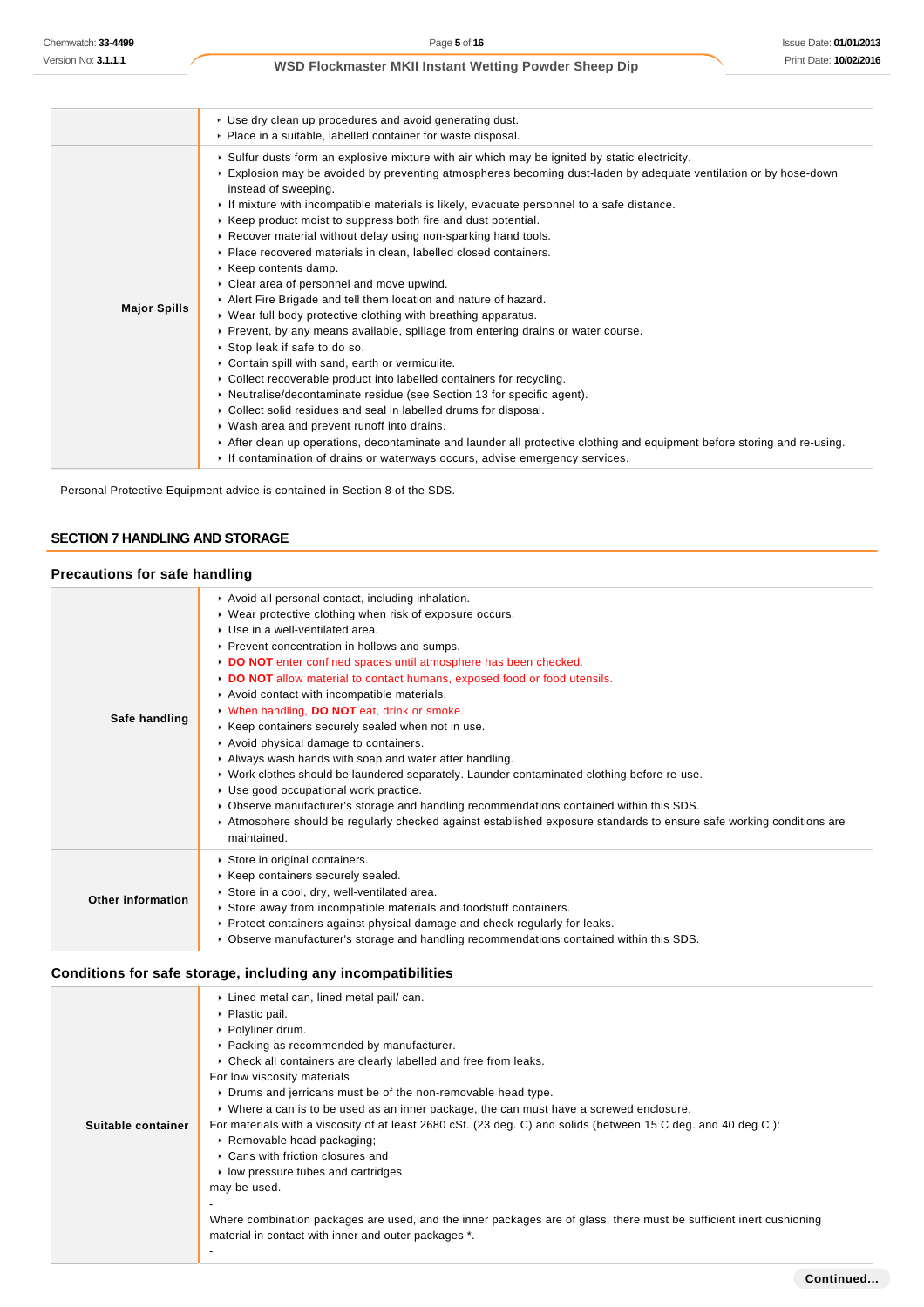|  |  |
|---|---|
|  | ‣ Use dry clean up procedures and avoid generating dust.<br>‣ Place in a suitable, labelled container for waste disposal. |
| **Major Spills** | ‣ Sulfur dusts form an explosive mixture with air which may be ignited by static electricity.<br>‣ Explosion may be avoided by preventing atmospheres becoming dust-laden by adequate ventilation or by hose-down instead of sweeping.<br>‣ If mixture with incompatible materials is likely, evacuate personnel to a safe distance.<br>‣ Keep product moist to suppress both fire and dust potential.<br>‣ Recover material without delay using non-sparking hand tools.<br>‣ Place recovered materials in clean, labelled closed containers.<br>‣ Keep contents damp.<br>‣ Clear area of personnel and move upwind.<br>‣ Alert Fire Brigade and tell them location and nature of hazard.<br>‣ Wear full body protective clothing with breathing apparatus.<br>‣ Prevent, by any means available, spillage from entering drains or water course.<br>‣ Stop leak if safe to do so.<br>‣ Contain spill with sand, earth or vermiculite.<br>‣ Collect recoverable product into labelled containers for recycling.<br>‣ Neutralise/decontaminate residue (see Section 13 for specific agent).<br>‣ Collect solid residues and seal in labelled drums for disposal.<br>‣ Wash area and prevent runoff into drains.<br>‣ After clean up operations, decontaminate and launder all protective clothing and equipment before storing and re-using.<br>‣ If contamination of drains or waterways occurs, advise emergency services. |

Personal Protective Equipment advice is contained in Section 8 of the SDS.

## SECTION 7 HANDLING AND STORAGE

### Precautions for safe handling

|  |  |
|---|---|
| **Safe handling** | ‣ Avoid all personal contact, including inhalation.<br>‣ Wear protective clothing when risk of exposure occurs.<br>‣ Use in a well-ventilated area.<br>‣ Prevent concentration in hollows and sumps.<br>‣ **DO NOT** enter confined spaces until atmosphere has been checked.<br>‣ **DO NOT** allow material to contact humans, exposed food or food utensils.<br>‣ Avoid contact with incompatible materials.<br>‣ When handling, **DO NOT** eat, drink or smoke.<br>‣ Keep containers securely sealed when not in use.<br>‣ Avoid physical damage to containers.<br>‣ Always wash hands with soap and water after handling.<br>‣ Work clothes should be laundered separately. Launder contaminated clothing before re-use.<br>‣ Use good occupational work practice.<br>‣ Observe manufacturer's storage and handling recommendations contained within this SDS.<br>‣ Atmosphere should be regularly checked against established exposure standards to ensure safe working conditions are maintained. |
| **Other information** | ‣ Store in original containers.<br>‣ Keep containers securely sealed.<br>‣ Store in a cool, dry, well-ventilated area.<br>‣ Store away from incompatible materials and foodstuff containers.<br>‣ Protect containers against physical damage and check regularly for leaks.<br>‣ Observe manufacturer's storage and handling recommendations contained within this SDS. |

### Conditions for safe storage, including any incompatibilities

|  |  |
|---|---|
| **Suitable container** | ‣ Lined metal can, lined metal pail/ can.<br>‣ Plastic pail.<br>‣ Polyliner drum.<br>‣ Packing as recommended by manufacturer.<br>‣ Check all containers are clearly labelled and free from leaks.<br>For low viscosity materials<br>‣ Drums and jerricans must be of the non-removable head type.<br>‣ Where a can is to be used as an inner package, the can must have a screwed enclosure.<br>For materials with a viscosity of at least 2680 cSt. (23 deg. C) and solids (between 15 C deg. and 40 deg C.):<br>‣ Removable head packaging;<br>‣ Cans with friction closures and<br>‣ low pressure tubes and cartridges<br>may be used.<br>-<br>Where combination packages are used, and the inner packages are of glass, there must be sufficient inert cushioning material in contact with inner and outer packages *.<br>- |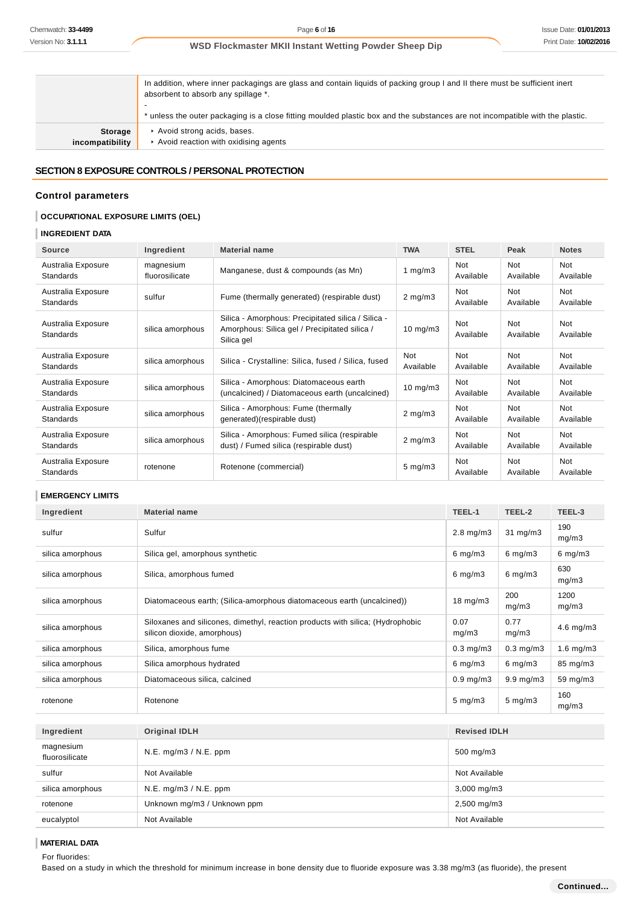| | |
|---|---|
| | In addition, where inner packagings are glass and contain liquids of packing group I and II there must be sufficient inert absorbent to absorb any spillage *.<br>-<br>* unless the outer packaging is a close fitting moulded plastic box and the substances are not incompatible with the plastic. |
| **Storage incompatibility** | ‣ Avoid strong acids, bases.<br>‣ Avoid reaction with oxidising agents |

## SECTION 8 EXPOSURE CONTROLS / PERSONAL PROTECTION

### Control parameters

#### OCCUPATIONAL EXPOSURE LIMITS (OEL)

#### INGREDIENT DATA

| Source | Ingredient | Material name | TWA | STEL | Peak | Notes |
|---|---|---|---|---|---|---|
| Australia Exposure Standards | magnesium fluorosilicate | Manganese, dust & compounds (as Mn) | 1 mg/m3 | Not Available | Not Available | Not Available |
| Australia Exposure Standards | sulfur | Fume (thermally generated) (respirable dust) | 2 mg/m3 | Not Available | Not Available | Not Available |
| Australia Exposure Standards | silica amorphous | Silica - Amorphous: Precipitated silica / Silica - Amorphous: Silica gel / Precipitated silica / Silica gel | 10 mg/m3 | Not Available | Not Available | Not Available |
| Australia Exposure Standards | silica amorphous | Silica - Crystalline: Silica, fused / Silica, fused | Not Available | Not Available | Not Available | Not Available |
| Australia Exposure Standards | silica amorphous | Silica - Amorphous: Diatomaceous earth (uncalcined) / Diatomaceous earth (uncalcined) | 10 mg/m3 | Not Available | Not Available | Not Available |
| Australia Exposure Standards | silica amorphous | Silica - Amorphous: Fume (thermally generated)(respirable dust) | 2 mg/m3 | Not Available | Not Available | Not Available |
| Australia Exposure Standards | silica amorphous | Silica - Amorphous: Fumed silica (respirable dust) / Fumed silica (respirable dust) | 2 mg/m3 | Not Available | Not Available | Not Available |
| Australia Exposure Standards | rotenone | Rotenone (commercial) | 5 mg/m3 | Not Available | Not Available | Not Available |

#### EMERGENCY LIMITS

| Ingredient | Material name | TEEL-1 | TEEL-2 | TEEL-3 |
|---|---|---|---|---|
| sulfur | Sulfur | 2.8 mg/m3 | 31 mg/m3 | 190 mg/m3 |
| silica amorphous | Silica gel, amorphous synthetic | 6 mg/m3 | 6 mg/m3 | 6 mg/m3 |
| silica amorphous | Silica, amorphous fumed | 6 mg/m3 | 6 mg/m3 | 630 mg/m3 |
| silica amorphous | Diatomaceous earth; (Silica-amorphous diatomaceous earth (uncalcined)) | 18 mg/m3 | 200 mg/m3 | 1200 mg/m3 |
| silica amorphous | Siloxanes and silicones, dimethyl, reaction products with silica; (Hydrophobic silicon dioxide, amorphous) | 0.07 mg/m3 | 0.77 mg/m3 | 4.6 mg/m3 |
| silica amorphous | Silica, amorphous fume | 0.3 mg/m3 | 0.3 mg/m3 | 1.6 mg/m3 |
| silica amorphous | Silica amorphous hydrated | 6 mg/m3 | 6 mg/m3 | 85 mg/m3 |
| silica amorphous | Diatomaceous silica, calcined | 0.9 mg/m3 | 9.9 mg/m3 | 59 mg/m3 |
| rotenone | Rotenone | 5 mg/m3 | 5 mg/m3 | 160 mg/m3 |

| Ingredient | Original IDLH | Revised IDLH |
|---|---|---|
| magnesium fluorosilicate | N.E. mg/m3 / N.E. ppm | 500 mg/m3 |
| sulfur | Not Available | Not Available |
| silica amorphous | N.E. mg/m3 / N.E. ppm | 3,000 mg/m3 |
| rotenone | Unknown mg/m3 / Unknown ppm | 2,500 mg/m3 |
| eucalyptol | Not Available | Not Available |

#### MATERIAL DATA

For fluorides:
Based on a study in which the threshold for minimum increase in bone density due to fluoride exposure was 3.38 mg/m3 (as fluoride), the present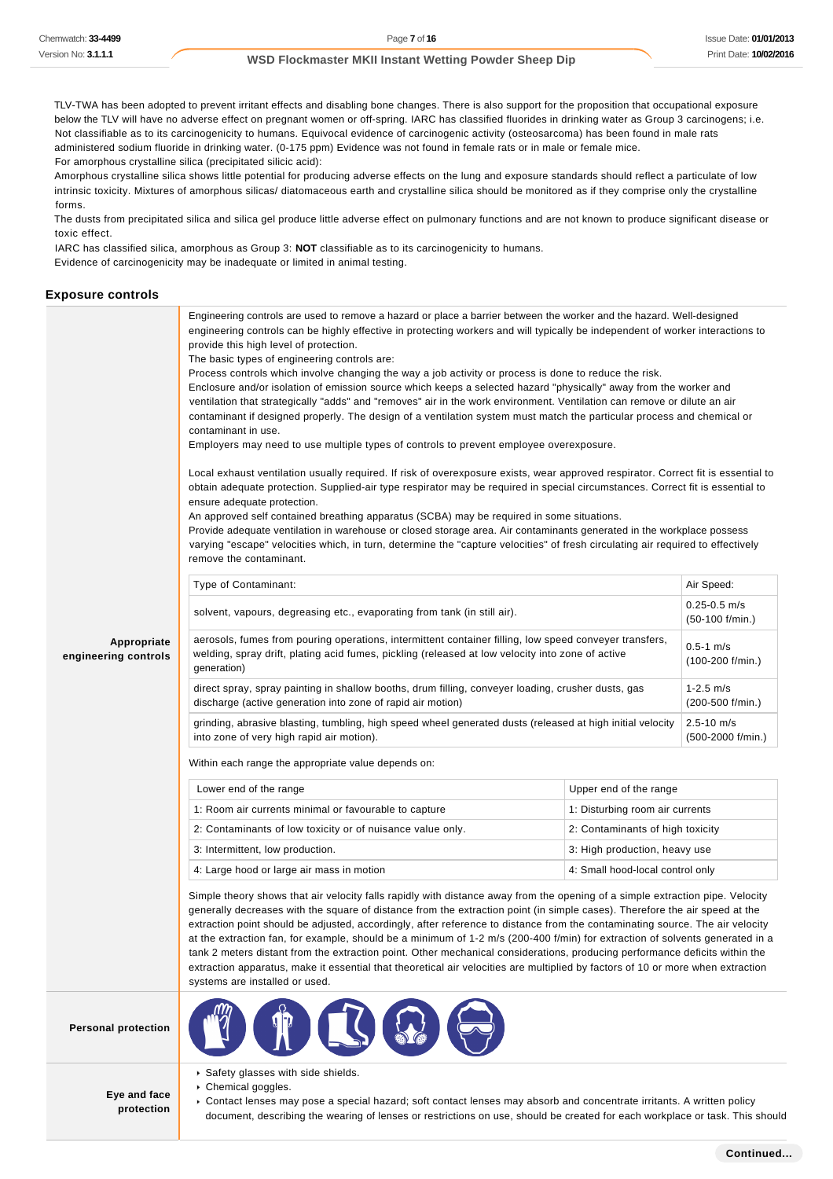TLV-TWA has been adopted to prevent irritant effects and disabling bone changes. There is also support for the proposition that occupational exposure below the TLV will have no adverse effect on pregnant women or off-spring. IARC has classified fluorides in drinking water as Group 3 carcinogens; i.e. Not classifiable as to its carcinogenicity to humans. Equivocal evidence of carcinogenic activity (osteosarcoma) has been found in male rats administered sodium fluoride in drinking water. (0-175 ppm) Evidence was not found in female rats or in male or female mice.
For amorphous crystalline silica (precipitated silicic acid):
Amorphous crystalline silica shows little potential for producing adverse effects on the lung and exposure standards should reflect a particulate of low intrinsic toxicity. Mixtures of amorphous silicas/ diatomaceous earth and crystalline silica should be monitored as if they comprise only the crystalline forms.
The dusts from precipitated silica and silica gel produce little adverse effect on pulmonary functions and are not known to produce significant disease or toxic effect.
IARC has classified silica, amorphous as Group 3: **NOT** classifiable as to its carcinogenicity to humans.
Evidence of carcinogenicity may be inadequate or limited in animal testing.

## Exposure controls

**Appropriate engineering controls**

Engineering controls are used to remove a hazard or place a barrier between the worker and the hazard. Well-designed engineering controls can be highly effective in protecting workers and will typically be independent of worker interactions to provide this high level of protection.
The basic types of engineering controls are:
Process controls which involve changing the way a job activity or process is done to reduce the risk.
Enclosure and/or isolation of emission source which keeps a selected hazard "physically" away from the worker and ventilation that strategically "adds" and "removes" air in the work environment. Ventilation can remove or dilute an air contaminant if designed properly. The design of a ventilation system must match the particular process and chemical or contaminant in use.
Employers may need to use multiple types of controls to prevent employee overexposure.

Local exhaust ventilation usually required. If risk of overexposure exists, wear approved respirator. Correct fit is essential to obtain adequate protection. Supplied-air type respirator may be required in special circumstances. Correct fit is essential to ensure adequate protection.
An approved self contained breathing apparatus (SCBA) may be required in some situations.
Provide adequate ventilation in warehouse or closed storage area. Air contaminants generated in the workplace possess varying "escape" velocities which, in turn, determine the "capture velocities" of fresh circulating air required to effectively remove the contaminant.

| Type of Contaminant: | Air Speed: |
|---|---|
| solvent, vapours, degreasing etc., evaporating from tank (in still air). | 0.25-0.5 m/s (50-100 f/min.) |
| aerosols, fumes from pouring operations, intermittent container filling, low speed conveyer transfers, welding, spray drift, plating acid fumes, pickling (released at low velocity into zone of active generation) | 0.5-1 m/s (100-200 f/min.) |
| direct spray, spray painting in shallow booths, drum filling, conveyer loading, crusher dusts, gas discharge (active generation into zone of rapid air motion) | 1-2.5 m/s (200-500 f/min.) |
| grinding, abrasive blasting, tumbling, high speed wheel generated dusts (released at high initial velocity into zone of very high rapid air motion). | 2.5-10 m/s (500-2000 f/min.) |

Within each range the appropriate value depends on:

| Lower end of the range | Upper end of the range |
|---|---|
| 1: Room air currents minimal or favourable to capture | 1: Disturbing room air currents |
| 2: Contaminants of low toxicity or of nuisance value only. | 2: Contaminants of high toxicity |
| 3: Intermittent, low production. | 3: High production, heavy use |
| 4: Large hood or large air mass in motion | 4: Small hood-local control only |

Simple theory shows that air velocity falls rapidly with distance away from the opening of a simple extraction pipe. Velocity generally decreases with the square of distance from the extraction point (in simple cases). Therefore the air speed at the extraction point should be adjusted, accordingly, after reference to distance from the contaminating source. The air velocity at the extraction fan, for example, should be a minimum of 1-2 m/s (200-400 f/min) for extraction of solvents generated in a tank 2 meters distant from the extraction point. Other mechanical considerations, producing performance deficits within the extraction apparatus, make it essential that theoretical air velocities are multiplied by factors of 10 or more when extraction systems are installed or used.

**Personal protection**

**Eye and face protection**

- Safety glasses with side shields.
- Chemical goggles.
- Contact lenses may pose a special hazard; soft contact lenses may absorb and concentrate irritants. A written policy document, describing the wearing of lenses or restrictions on use, should be created for each workplace or task. This should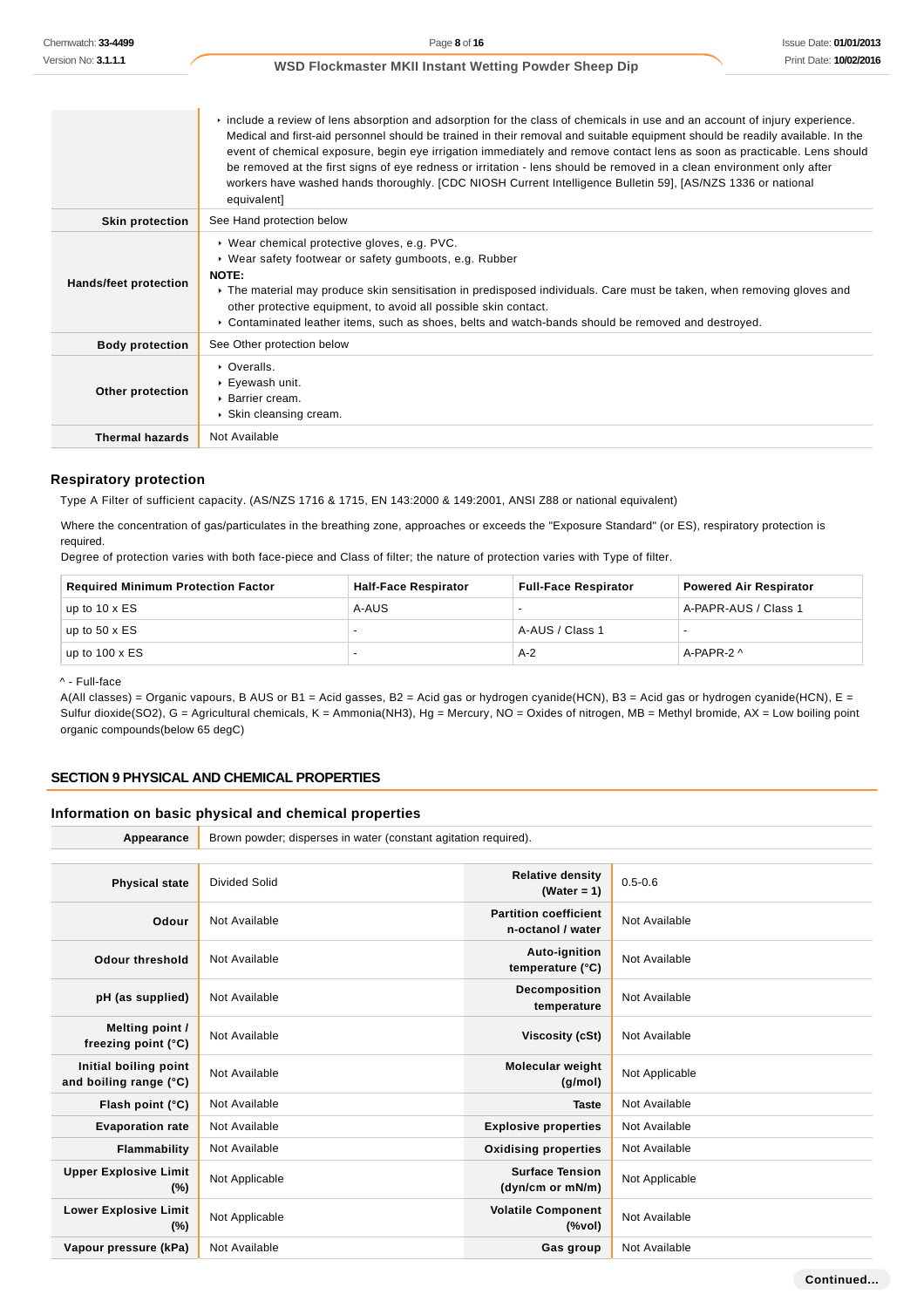| | |
|---|---|
| | ‣ include a review of lens absorption and adsorption for the class of chemicals in use and an account of injury experience. Medical and first-aid personnel should be trained in their removal and suitable equipment should be readily available. In the event of chemical exposure, begin eye irrigation immediately and remove contact lens as soon as practicable. Lens should be removed at the first signs of eye redness or irritation - lens should be removed in a clean environment only after workers have washed hands thoroughly. [CDC NIOSH Current Intelligence Bulletin 59], [AS/NZS 1336 or national equivalent] |
| **Skin protection** | See Hand protection below |
| **Hands/feet protection** | ‣ Wear chemical protective gloves, e.g. PVC.<br>‣ Wear safety footwear or safety gumboots, e.g. Rubber<br>**NOTE:**<br>‣ The material may produce skin sensitisation in predisposed individuals. Care must be taken, when removing gloves and other protective equipment, to avoid all possible skin contact.<br>‣ Contaminated leather items, such as shoes, belts and watch-bands should be removed and destroyed. |
| **Body protection** | See Other protection below |
| **Other protection** | ‣ Overalls.<br>‣ Eyewash unit.<br>‣ Barrier cream.<br>‣ Skin cleansing cream. |
| **Thermal hazards** | Not Available |

### Respiratory protection

Type A Filter of sufficient capacity. (AS/NZS 1716 & 1715, EN 143:2000 & 149:2001, ANSI Z88 or national equivalent)

Where the concentration of gas/particulates in the breathing zone, approaches or exceeds the "Exposure Standard" (or ES), respiratory protection is required.
Degree of protection varies with both face-piece and Class of filter; the nature of protection varies with Type of filter.

| Required Minimum Protection Factor | Half-Face Respirator | Full-Face Respirator | Powered Air Respirator |
|---|---|---|---|
| up to 10 x ES | A-AUS | - | A-PAPR-AUS / Class 1 |
| up to 50 x ES | - | A-AUS / Class 1 | - |
| up to 100 x ES | - | A-2 | A-PAPR-2 ^ |

^ - Full-face
A(All classes) = Organic vapours, B AUS or B1 = Acid gasses, B2 = Acid gas or hydrogen cyanide(HCN), B3 = Acid gas or hydrogen cyanide(HCN), E = Sulfur dioxide(SO2), G = Agricultural chemicals, K = Ammonia(NH3), Hg = Mercury, NO = Oxides of nitrogen, MB = Methyl bromide, AX = Low boiling point organic compounds(below 65 degC)

## SECTION 9 PHYSICAL AND CHEMICAL PROPERTIES

### Information on basic physical and chemical properties

| | |
|---|---|
| **Appearance** | Brown powder; disperses in water (constant agitation required). |

| | | | |
|---|---|---|---|
| **Physical state** | Divided Solid | **Relative density (Water = 1)** | 0.5-0.6 |
| **Odour** | Not Available | **Partition coefficient n-octanol / water** | Not Available |
| **Odour threshold** | Not Available | **Auto-ignition temperature (°C)** | Not Available |
| **pH (as supplied)** | Not Available | **Decomposition temperature** | Not Available |
| **Melting point / freezing point (°C)** | Not Available | **Viscosity (cSt)** | Not Available |
| **Initial boiling point and boiling range (°C)** | Not Available | **Molecular weight (g/mol)** | Not Applicable |
| **Flash point (°C)** | Not Available | **Taste** | Not Available |
| **Evaporation rate** | Not Available | **Explosive properties** | Not Available |
| **Flammability** | Not Available | **Oxidising properties** | Not Available |
| **Upper Explosive Limit (%)** | Not Applicable | **Surface Tension (dyn/cm or mN/m)** | Not Applicable |
| **Lower Explosive Limit (%)** | Not Applicable | **Volatile Component (%vol)** | Not Available |
| **Vapour pressure (kPa)** | Not Available | **Gas group** | Not Available |

Continued...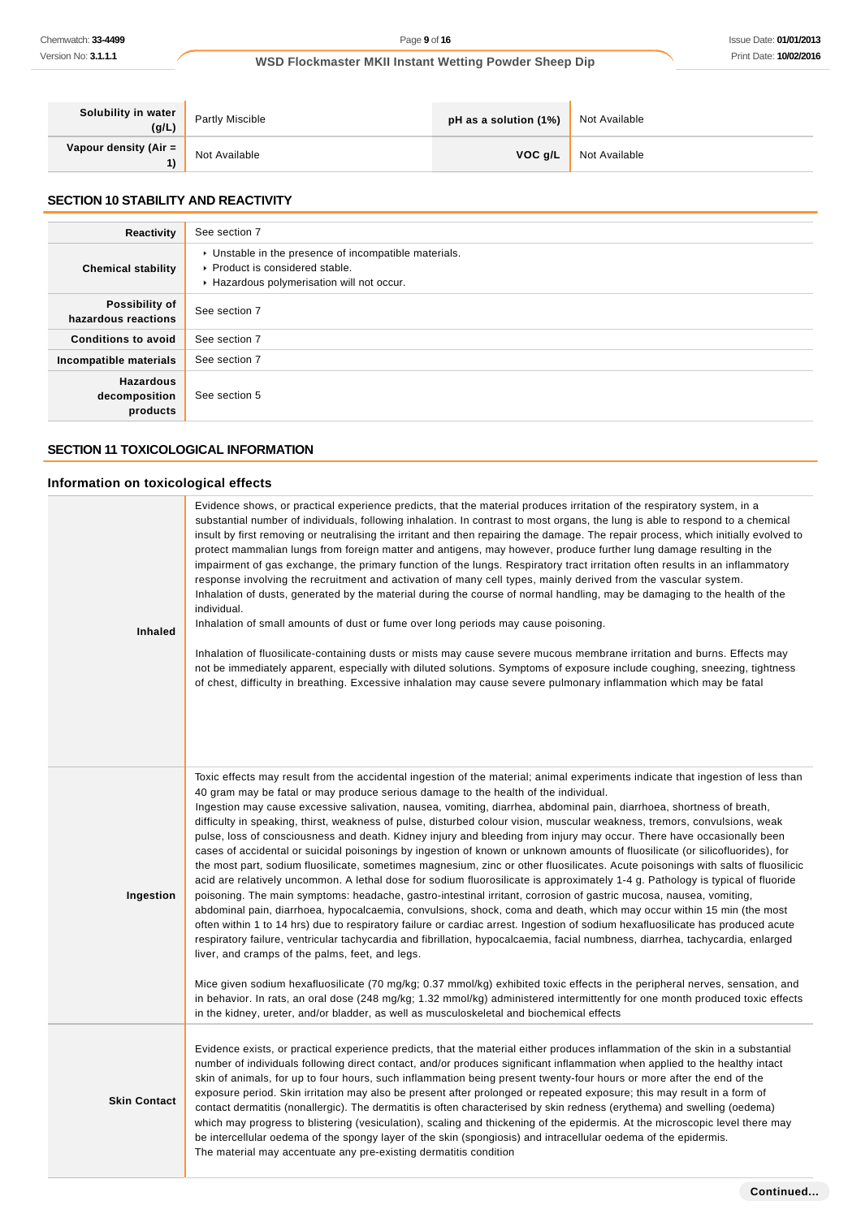| Solubility in water (g/L) | Partly Miscible | pH as a solution (1%) | Not Available |
| --- | --- | --- | --- |
| Vapour density (Air = 1) | Not Available | VOC g/L | Not Available |

## SECTION 10 STABILITY AND REACTIVITY

| | |
| --- | --- |
| **Reactivity** | See section 7 |
| **Chemical stability** | ▸ Unstable in the presence of incompatible materials.<br>▸ Product is considered stable.<br>▸ Hazardous polymerisation will not occur. |
| **Possibility of hazardous reactions** | See section 7 |
| **Conditions to avoid** | See section 7 |
| **Incompatible materials** | See section 7 |
| **Hazardous decomposition products** | See section 5 |

## SECTION 11 TOXICOLOGICAL INFORMATION

### Information on toxicological effects

| | |
| --- | --- |
| **Inhaled** | Evidence shows, or practical experience predicts, that the material produces irritation of the respiratory system, in a substantial number of individuals, following inhalation. In contrast to most organs, the lung is able to respond to a chemical insult by first removing or neutralising the irritant and then repairing the damage. The repair process, which initially evolved to protect mammalian lungs from foreign matter and antigens, may however, produce further lung damage resulting in the impairment of gas exchange, the primary function of the lungs. Respiratory tract irritation often results in an inflammatory response involving the recruitment and activation of many cell types, mainly derived from the vascular system.<br>Inhalation of dusts, generated by the material during the course of normal handling, may be damaging to the health of the individual.<br>Inhalation of small amounts of dust or fume over long periods may cause poisoning.<br><br>Inhalation of fluosilicate-containing dusts or mists may cause severe mucous membrane irritation and burns. Effects may not be immediately apparent, especially with diluted solutions. Symptoms of exposure include coughing, sneezing, tightness of chest, difficulty in breathing. Excessive inhalation may cause severe pulmonary inflammation which may be fatal |
| **Ingestion** | Toxic effects may result from the accidental ingestion of the material; animal experiments indicate that ingestion of less than 40 gram may be fatal or may produce serious damage to the health of the individual.<br>Ingestion may cause excessive salivation, nausea, vomiting, diarrhea, abdominal pain, diarrhoea, shortness of breath, difficulty in speaking, thirst, weakness of pulse, disturbed colour vision, muscular weakness, tremors, convulsions, weak pulse, loss of consciousness and death. Kidney injury and bleeding from injury may occur. There have occasionally been cases of accidental or suicidal poisonings by ingestion of known or unknown amounts of fluosilicate (or silicofluorides), for the most part, sodium fluosilicate, sometimes magnesium, zinc or other fluosilicates. Acute poisonings with salts of fluosilicic acid are relatively uncommon. A lethal dose for sodium fluorosilicate is approximately 1-4 g. Pathology is typical of fluoride poisoning. The main symptoms: headache, gastro-intestinal irritant, corrosion of gastric mucosa, nausea, vomiting, abdominal pain, diarrhoea, hypocalcaemia, convulsions, shock, coma and death, which may occur within 15 min (the most often within 1 to 14 hrs) due to respiratory failure or cardiac arrest. Ingestion of sodium hexafluosilicate has produced acute respiratory failure, ventricular tachycardia and fibrillation, hypocalcaemia, facial numbness, diarrhea, tachycardia, enlarged liver, and cramps of the palms, feet, and legs.<br><br>Mice given sodium hexafluosilicate (70 mg/kg; 0.37 mmol/kg) exhibited toxic effects in the peripheral nerves, sensation, and in behavior. In rats, an oral dose (248 mg/kg; 1.32 mmol/kg) administered intermittently for one month produced toxic effects in the kidney, ureter, and/or bladder, as well as musculoskeletal and biochemical effects |
| **Skin Contact** | Evidence exists, or practical experience predicts, that the material either produces inflammation of the skin in a substantial number of individuals following direct contact, and/or produces significant inflammation when applied to the healthy intact skin of animals, for up to four hours, such inflammation being present twenty-four hours or more after the end of the exposure period. Skin irritation may also be present after prolonged or repeated exposure; this may result in a form of contact dermatitis (nonallergic). The dermatitis is often characterised by skin redness (erythema) and swelling (oedema) which may progress to blistering (vesiculation), scaling and thickening of the epidermis. At the microscopic level there may be intercellular oedema of the spongy layer of the skin (spongiosis) and intracellular oedema of the epidermis.<br>The material may accentuate any pre-existing dermatitis condition |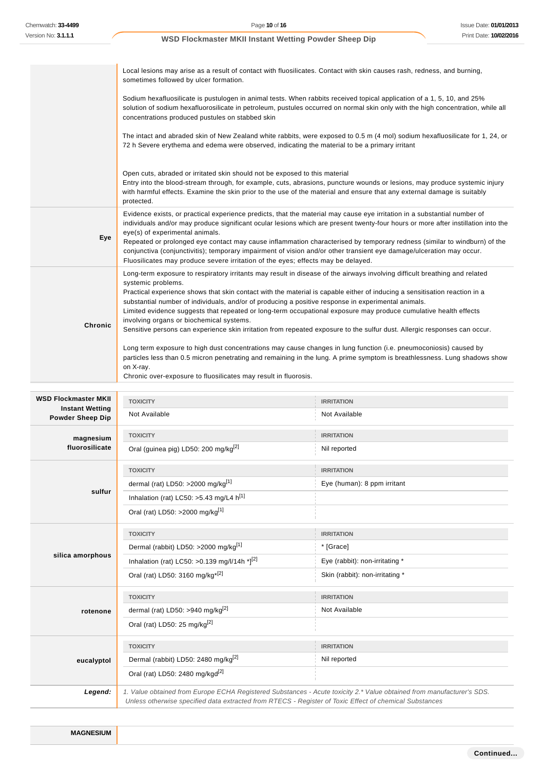| | |
|---|---|
| | Local lesions may arise as a result of contact with fluosilicates. Contact with skin causes rash, redness, and burning, sometimes followed by ulcer formation.<br><br>Sodium hexafluosilicate is pustulogen in animal tests. When rabbits received topical application of a 1, 5, 10, and 25% solution of sodium hexafluorosilicate in petroleum, pustules occurred on normal skin only with the high concentration, while all concentrations produced pustules on stabbed skin<br><br>The intact and abraded skin of New Zealand white rabbits, were exposed to 0.5 m (4 mol) sodium hexafluosilicate for 1, 24, or 72 h Severe erythema and edema were observed, indicating the material to be a primary irritant<br><br>Open cuts, abraded or irritated skin should not be exposed to this material<br>Entry into the blood-stream through, for example, cuts, abrasions, puncture wounds or lesions, may produce systemic injury with harmful effects. Examine the skin prior to the use of the material and ensure that any external damage is suitably protected. |
| **Eye** | Evidence exists, or practical experience predicts, that the material may cause eye irritation in a substantial number of individuals and/or may produce significant ocular lesions which are present twenty-four hours or more after instillation into the eye(s) of experimental animals.<br>Repeated or prolonged eye contact may cause inflammation characterised by temporary redness (similar to windburn) of the conjunctiva (conjunctivitis); temporary impairment of vision and/or other transient eye damage/ulceration may occur.<br>Fluosilicates may produce severe irritation of the eyes; effects may be delayed. |
| **Chronic** | Long-term exposure to respiratory irritants may result in disease of the airways involving difficult breathing and related systemic problems.<br>Practical experience shows that skin contact with the material is capable either of inducing a sensitisation reaction in a substantial number of individuals, and/or of producing a positive response in experimental animals.<br>Limited evidence suggests that repeated or long-term occupational exposure may produce cumulative health effects involving organs or biochemical systems.<br>Sensitive persons can experience skin irritation from repeated exposure to the sulfur dust. Allergic responses can occur.<br><br>Long term exposure to high dust concentrations may cause changes in lung function (i.e. pneumoconiosis) caused by particles less than 0.5 micron penetrating and remaining in the lung. A prime symptom is breathlessness. Lung shadows show on X-ray.<br>Chronic over-exposure to fluosilicates may result in fluorosis. |

| | TOXICITY | IRRITATION |
|---|---|---|
| **WSD Flockmaster MKII Instant Wetting Powder Sheep Dip** | Not Available | Not Available |
| **magnesium fluorosilicate** | **TOXICITY** | **IRRITATION** |
| | Oral (guinea pig) LD50: 200 mg/kg[2] | Nil reported |
| **sulfur** | **TOXICITY** | **IRRITATION** |
| | dermal (rat) LD50: >2000 mg/kg[1] | Eye (human): 8 ppm irritant |
| | Inhalation (rat) LC50: >5.43 mg/L4 h[1] | |
| | Oral (rat) LD50: >2000 mg/kg[1] | |
| **silica amorphous** | **TOXICITY** | **IRRITATION** |
| | Dermal (rabbit) LD50: >2000 mg/kg[1] | * [Grace] |
| | Inhalation (rat) LC50: >0.139 mg/l/14h *][2] | Eye (rabbit): non-irritating * |
| | Oral (rat) LD50: 3160 mg/kg*[2] | Skin (rabbit): non-irritating * |
| **rotenone** | **TOXICITY** | **IRRITATION** |
| | dermal (rat) LD50: >940 mg/kg[2] | Not Available |
| | Oral (rat) LD50: 25 mg/kg[2] | |
| **eucalyptol** | **TOXICITY** | **IRRITATION** |
| | Dermal (rabbit) LD50: 2480 mg/kg[2] | Nil reported |
| | Oral (rat) LD50: 2480 mg/kgd[2] | |
| ***Legend:*** | *1. Value obtained from Europe ECHA Registered Substances - Acute toxicity 2.* Value obtained from manufacturer's SDS. Unless otherwise specified data extracted from RTECS - Register of Toxic Effect of chemical Substances* | |

| | |
|---|---|
| **MAGNESIUM** | |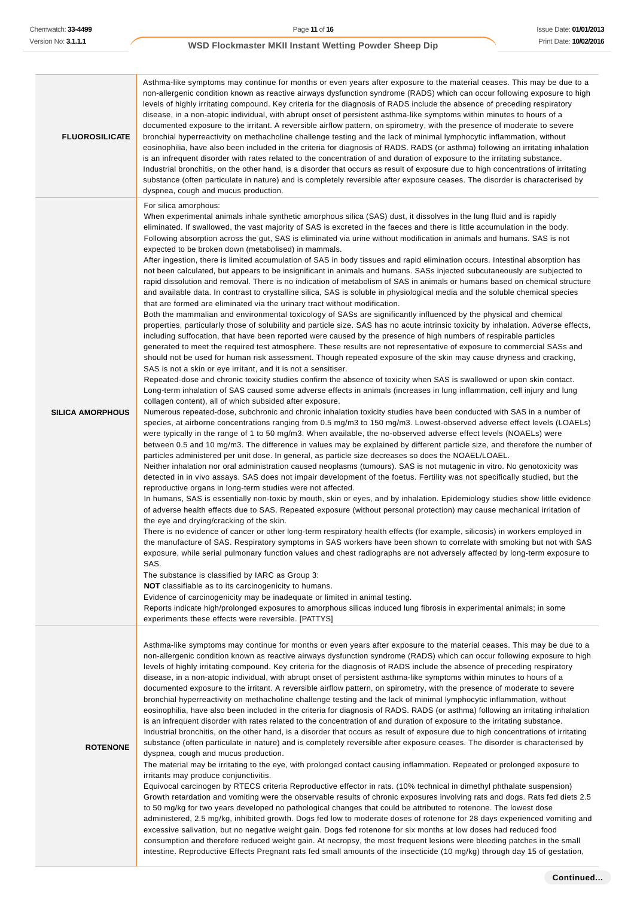| | |
|---|---|
| **FLUOROSILICATE** | Asthma-like symptoms may continue for months or even years after exposure to the material ceases. This may be due to a non-allergenic condition known as reactive airways dysfunction syndrome (RADS) which can occur following exposure to high levels of highly irritating compound. Key criteria for the diagnosis of RADS include the absence of preceding respiratory disease, in a non-atopic individual, with abrupt onset of persistent asthma-like symptoms within minutes to hours of a documented exposure to the irritant. A reversible airflow pattern, on spirometry, with the presence of moderate to severe bronchial hyperreactivity on methacholine challenge testing and the lack of minimal lymphocytic inflammation, without eosinophilia, have also been included in the criteria for diagnosis of RADS. RADS (or asthma) following an irritating inhalation is an infrequent disorder with rates related to the concentration of and duration of exposure to the irritating substance. Industrial bronchitis, on the other hand, is a disorder that occurs as result of exposure due to high concentrations of irritating substance (often particulate in nature) and is completely reversible after exposure ceases. The disorder is characterised by dyspnea, cough and mucus production. |
| **SILICA AMORPHOUS** | For silica amorphous:<br>When experimental animals inhale synthetic amorphous silica (SAS) dust, it dissolves in the lung fluid and is rapidly eliminated. If swallowed, the vast majority of SAS is excreted in the faeces and there is little accumulation in the body. Following absorption across the gut, SAS is eliminated via urine without modification in animals and humans. SAS is not expected to be broken down (metabolised) in mammals.<br>After ingestion, there is limited accumulation of SAS in body tissues and rapid elimination occurs. Intestinal absorption has not been calculated, but appears to be insignificant in animals and humans. SASs injected subcutaneously are subjected to rapid dissolution and removal. There is no indication of metabolism of SAS in animals or humans based on chemical structure and available data. In contrast to crystalline silica, SAS is soluble in physiological media and the soluble chemical species that are formed are eliminated via the urinary tract without modification.<br>Both the mammalian and environmental toxicology of SASs are significantly influenced by the physical and chemical properties, particularly those of solubility and particle size. SAS has no acute intrinsic toxicity by inhalation. Adverse effects, including suffocation, that have been reported were caused by the presence of high numbers of respirable particles generated to meet the required test atmosphere. These results are not representative of exposure to commercial SASs and should not be used for human risk assessment. Though repeated exposure of the skin may cause dryness and cracking, SAS is not a skin or eye irritant, and it is not a sensitiser.<br>Repeated-dose and chronic toxicity studies confirm the absence of toxicity when SAS is swallowed or upon skin contact. Long-term inhalation of SAS caused some adverse effects in animals (increases in lung inflammation, cell injury and lung collagen content), all of which subsided after exposure.<br>Numerous repeated-dose, subchronic and chronic inhalation toxicity studies have been conducted with SAS in a number of species, at airborne concentrations ranging from 0.5 mg/m3 to 150 mg/m3. Lowest-observed adverse effect levels (LOAELs) were typically in the range of 1 to 50 mg/m3. When available, the no-observed adverse effect levels (NOAELs) were between 0.5 and 10 mg/m3. The difference in values may be explained by different particle size, and therefore the number of particles administered per unit dose. In general, as particle size decreases so does the NOAEL/LOAEL.<br>Neither inhalation nor oral administration caused neoplasms (tumours). SAS is not mutagenic in vitro. No genotoxicity was detected in in vivo assays. SAS does not impair development of the foetus. Fertility was not specifically studied, but the reproductive organs in long-term studies were not affected.<br>In humans, SAS is essentially non-toxic by mouth, skin or eyes, and by inhalation. Epidemiology studies show little evidence of adverse health effects due to SAS. Repeated exposure (without personal protection) may cause mechanical irritation of the eye and drying/cracking of the skin.<br>There is no evidence of cancer or other long-term respiratory health effects (for example, silicosis) in workers employed in the manufacture of SAS. Respiratory symptoms in SAS workers have been shown to correlate with smoking but not with SAS exposure, while serial pulmonary function values and chest radiographs are not adversely affected by long-term exposure to SAS.<br>The substance is classified by IARC as Group 3:<br>**NOT** classifiable as to its carcinogenicity to humans.<br>Evidence of carcinogenicity may be inadequate or limited in animal testing.<br>Reports indicate high/prolonged exposures to amorphous silicas induced lung fibrosis in experimental animals; in some experiments these effects were reversible. [PATTYS] |
| **ROTENONE** | Asthma-like symptoms may continue for months or even years after exposure to the material ceases. This may be due to a non-allergenic condition known as reactive airways dysfunction syndrome (RADS) which can occur following exposure to high levels of highly irritating compound. Key criteria for the diagnosis of RADS include the absence of preceding respiratory disease, in a non-atopic individual, with abrupt onset of persistent asthma-like symptoms within minutes to hours of a documented exposure to the irritant. A reversible airflow pattern, on spirometry, with the presence of moderate to severe bronchial hyperreactivity on methacholine challenge testing and the lack of minimal lymphocytic inflammation, without eosinophilia, have also been included in the criteria for diagnosis of RADS. RADS (or asthma) following an irritating inhalation is an infrequent disorder with rates related to the concentration of and duration of exposure to the irritating substance. Industrial bronchitis, on the other hand, is a disorder that occurs as result of exposure due to high concentrations of irritating substance (often particulate in nature) and is completely reversible after exposure ceases. The disorder is characterised by dyspnea, cough and mucus production.<br>The material may be irritating to the eye, with prolonged contact causing inflammation. Repeated or prolonged exposure to irritants may produce conjunctivitis.<br>Equivocal carcinogen by RTECS criteria Reproductive effector in rats. (10% technical in dimethyl phthalate suspension) Growth retardation and vomiting were the observable results of chronic exposures involving rats and dogs. Rats fed diets 2.5 to 50 mg/kg for two years developed no pathological changes that could be attributed to rotenone. The lowest dose administered, 2.5 mg/kg, inhibited growth. Dogs fed low to moderate doses of rotenone for 28 days experienced vomiting and excessive salivation, but no negative weight gain. Dogs fed rotenone for six months at low doses had reduced food consumption and therefore reduced weight gain. At necropsy, the most frequent lesions were bleeding patches in the small intestine. Reproductive Effects Pregnant rats fed small amounts of the insecticide (10 mg/kg) through day 15 of gestation, |

**Continued...**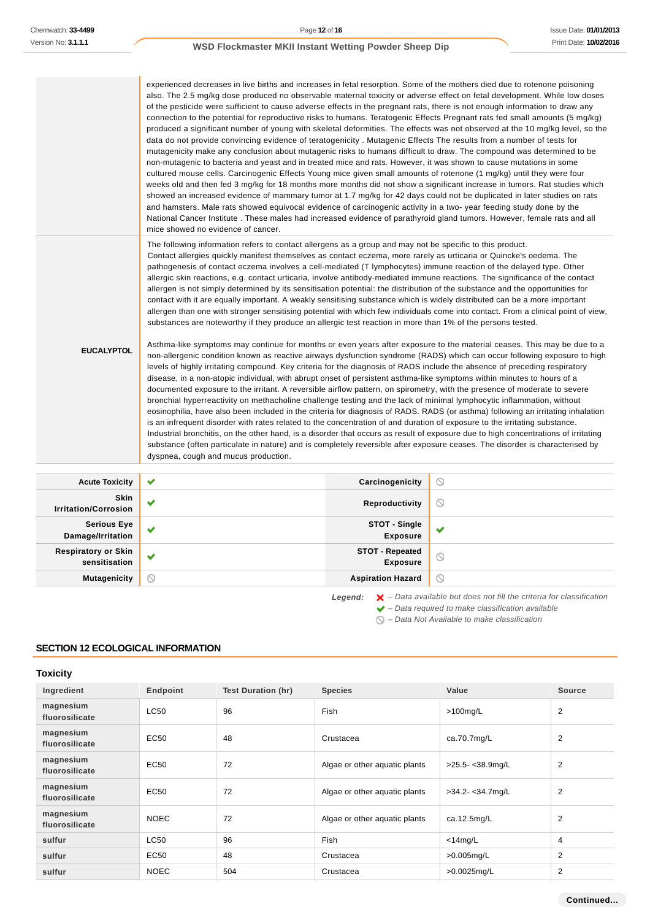| | |
|---|---|
| | experienced decreases in live births and increases in fetal resorption. Some of the mothers died due to rotenone poisoning also. The 2.5 mg/kg dose produced no observable maternal toxicity or adverse effect on fetal development. While low doses of the pesticide were sufficient to cause adverse effects in the pregnant rats, there is not enough information to draw any connection to the potential for reproductive risks to humans. Teratogenic Effects Pregnant rats fed small amounts (5 mg/kg) produced a significant number of young with skeletal deformities. The effects was not observed at the 10 mg/kg level, so the data do not provide convincing evidence of teratogenicity . Mutagenic Effects The results from a number of tests for mutagenicity make any conclusion about mutagenic risks to humans difficult to draw. The compound was determined to be non-mutagenic to bacteria and yeast and in treated mice and rats. However, it was shown to cause mutations in some cultured mouse cells. Carcinogenic Effects Young mice given small amounts of rotenone (1 mg/kg) until they were four weeks old and then fed 3 mg/kg for 18 months more months did not show a significant increase in tumors. Rat studies which showed an increased evidence of mammary tumor at 1.7 mg/kg for 42 days could not be duplicated in later studies on rats and hamsters. Male rats showed equivocal evidence of carcinogenic activity in a two- year feeding study done by the National Cancer Institute . These males had increased evidence of parathyroid gland tumors. However, female rats and all mice showed no evidence of cancer. |
| **EUCALYPTOL** | The following information refers to contact allergens as a group and may not be specific to this product.<br>Contact allergies quickly manifest themselves as contact eczema, more rarely as urticaria or Quincke's oedema. The pathogenesis of contact eczema involves a cell-mediated (T lymphocytes) immune reaction of the delayed type. Other allergic skin reactions, e.g. contact urticaria, involve antibody-mediated immune reactions. The significance of the contact allergen is not simply determined by its sensitisation potential: the distribution of the substance and the opportunities for contact with it are equally important. A weakly sensitising substance which is widely distributed can be a more important allergen than one with stronger sensitising potential with which few individuals come into contact. From a clinical point of view, substances are noteworthy if they produce an allergic test reaction in more than 1% of the persons tested.<br><br>Asthma-like symptoms may continue for months or even years after exposure to the material ceases. This may be due to a non-allergenic condition known as reactive airways dysfunction syndrome (RADS) which can occur following exposure to high levels of highly irritating compound. Key criteria for the diagnosis of RADS include the absence of preceding respiratory disease, in a non-atopic individual, with abrupt onset of persistent asthma-like symptoms within minutes to hours of a documented exposure to the irritant. A reversible airflow pattern, on spirometry, with the presence of moderate to severe bronchial hyperreactivity on methacholine challenge testing and the lack of minimal lymphocytic inflammation, without eosinophilia, have also been included in the criteria for diagnosis of RADS. RADS (or asthma) following an irritating inhalation is an infrequent disorder with rates related to the concentration of and duration of exposure to the irritating substance. Industrial bronchitis, on the other hand, is a disorder that occurs as result of exposure due to high concentrations of irritating substance (often particulate in nature) and is completely reversible after exposure ceases. The disorder is characterised by dyspnea, cough and mucus production. |

| | | | |
|---|---|---|---|
| **Acute Toxicity** | ✔ | **Carcinogenicity** | ⃠ |
| **Skin Irritation/Corrosion** | ✔ | **Reproductivity** | ⃠ |
| **Serious Eye Damage/Irritation** | ✔ | **STOT - Single Exposure** | ✔ |
| **Respiratory or Skin sensitisation** | ✔ | **STOT - Repeated Exposure** | ⃠ |
| **Mutagenicity** | ⃠ | **Aspiration Hazard** | ⃠ |

*Legend:*
- ✘ – Data available but does not fill the criteria for classification
- ✔ – Data required to make classification available
- ⃠ – Data Not Available to make classification

## SECTION 12 ECOLOGICAL INFORMATION

### Toxicity

| Ingredient | Endpoint | Test Duration (hr) | Species | Value | Source |
|---|---|---|---|---|---|
| magnesium fluorosilicate | LC50 | 96 | Fish | >100mg/L | 2 |
| magnesium fluorosilicate | EC50 | 48 | Crustacea | ca.70.7mg/L | 2 |
| magnesium fluorosilicate | EC50 | 72 | Algae or other aquatic plants | >25.5- <38.9mg/L | 2 |
| magnesium fluorosilicate | EC50 | 72 | Algae or other aquatic plants | >34.2- <34.7mg/L | 2 |
| magnesium fluorosilicate | NOEC | 72 | Algae or other aquatic plants | ca.12.5mg/L | 2 |
| sulfur | LC50 | 96 | Fish | <14mg/L | 4 |
| sulfur | EC50 | 48 | Crustacea | >0.005mg/L | 2 |
| sulfur | NOEC | 504 | Crustacea | >0.0025mg/L | 2 |

Continued...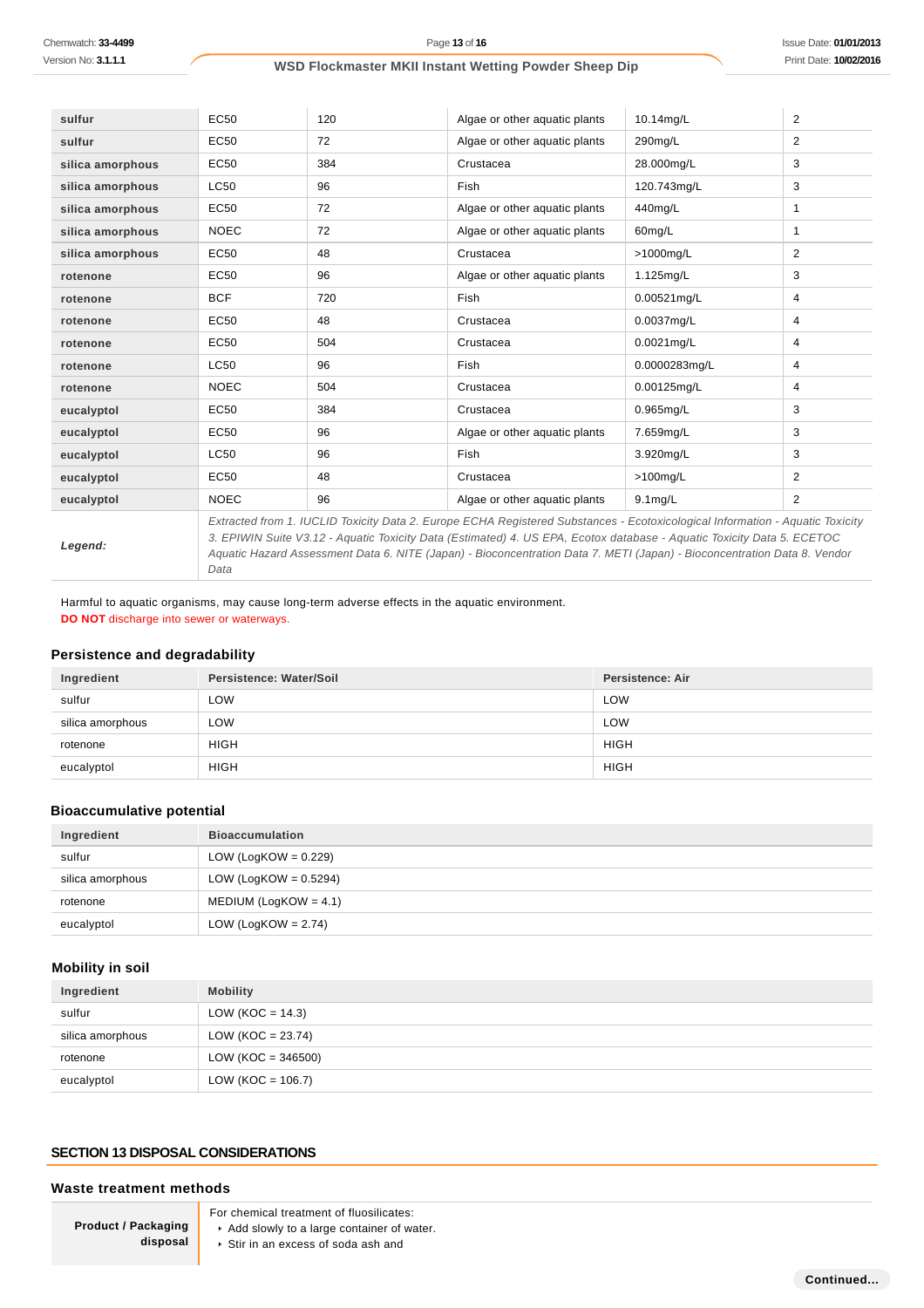| | | | | | |
|---|---|---|---|---|---|
| **sulfur** | EC50 | 120 | Algae or other aquatic plants | 10.14mg/L | 2 |
| **sulfur** | EC50 | 72 | Algae or other aquatic plants | 290mg/L | 2 |
| **silica amorphous** | EC50 | 384 | Crustacea | 28.000mg/L | 3 |
| **silica amorphous** | LC50 | 96 | Fish | 120.743mg/L | 3 |
| **silica amorphous** | EC50 | 72 | Algae or other aquatic plants | 440mg/L | 1 |
| **silica amorphous** | NOEC | 72 | Algae or other aquatic plants | 60mg/L | 1 |
| **silica amorphous** | EC50 | 48 | Crustacea | >1000mg/L | 2 |
| **rotenone** | EC50 | 96 | Algae or other aquatic plants | 1.125mg/L | 3 |
| **rotenone** | BCF | 720 | Fish | 0.00521mg/L | 4 |
| **rotenone** | EC50 | 48 | Crustacea | 0.0037mg/L | 4 |
| **rotenone** | EC50 | 504 | Crustacea | 0.0021mg/L | 4 |
| **rotenone** | LC50 | 96 | Fish | 0.0000283mg/L | 4 |
| **rotenone** | NOEC | 504 | Crustacea | 0.00125mg/L | 4 |
| **eucalyptol** | EC50 | 384 | Crustacea | 0.965mg/L | 3 |
| **eucalyptol** | EC50 | 96 | Algae or other aquatic plants | 7.659mg/L | 3 |
| **eucalyptol** | LC50 | 96 | Fish | 3.920mg/L | 3 |
| **eucalyptol** | EC50 | 48 | Crustacea | >100mg/L | 2 |
| **eucalyptol** | NOEC | 96 | Algae or other aquatic plants | 9.1mg/L | 2 |
| ***Legend:*** | *Extracted from 1. IUCLID Toxicity Data 2. Europe ECHA Registered Substances - Ecotoxicological Information - Aquatic Toxicity 3. EPIWIN Suite V3.12 - Aquatic Toxicity Data (Estimated) 4. US EPA, Ecotox database - Aquatic Toxicity Data 5. ECETOC Aquatic Hazard Assessment Data 6. NITE (Japan) - Bioconcentration Data 7. METI (Japan) - Bioconcentration Data 8. Vendor Data* | | | | |

Harmful to aquatic organisms, may cause long-term adverse effects in the aquatic environment.
**DO NOT** discharge into sewer or waterways.

### Persistence and degradability

| Ingredient | Persistence: Water/Soil | Persistence: Air |
|---|---|---|
| sulfur | LOW | LOW |
| silica amorphous | LOW | LOW |
| rotenone | HIGH | HIGH |
| eucalyptol | HIGH | HIGH |

### Bioaccumulative potential

| Ingredient | Bioaccumulation |
|---|---|
| sulfur | LOW (LogKOW = 0.229) |
| silica amorphous | LOW (LogKOW = 0.5294) |
| rotenone | MEDIUM (LogKOW = 4.1) |
| eucalyptol | LOW (LogKOW = 2.74) |

### Mobility in soil

| Ingredient | Mobility |
|---|---|
| sulfur | LOW (KOC = 14.3) |
| silica amorphous | LOW (KOC = 23.74) |
| rotenone | LOW (KOC = 346500) |
| eucalyptol | LOW (KOC = 106.7) |

## SECTION 13 DISPOSAL CONSIDERATIONS

### Waste treatment methods

| | |
|---|---|
| **Product / Packaging disposal** | For chemical treatment of fluosilicates:<br>‣ Add slowly to a large container of water.<br>‣ Stir in an excess of soda ash and |

Continued...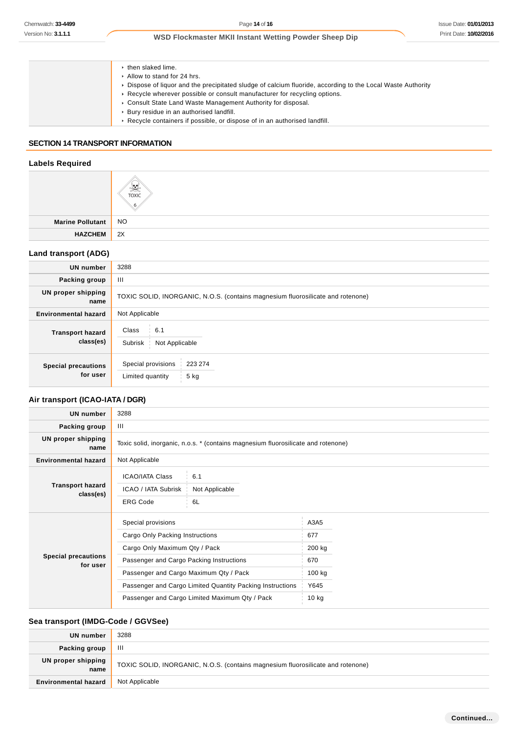| | |
|---|---|
| | - then slaked lime.<br>- Allow to stand for 24 hrs.<br>- Dispose of liquor and the precipitated sludge of calcium fluoride, according to the Local Waste Authority<br>- Recycle wherever possible or consult manufacturer for recycling options.<br>- Consult State Land Waste Management Authority for disposal.<br>- Bury residue in an authorised landfill.<br>- Recycle containers if possible, or dispose of in an authorised landfill. |

## SECTION 14 TRANSPORT INFORMATION

### Labels Required

| | |
|---|---|
| | TOXIC 6 |
| **Marine Pollutant** | NO |
| **HAZCHEM** | 2X |

### Land transport (ADG)

| | |
|---|---|
| **UN number** | 3288 |
| **Packing group** | III |
| **UN proper shipping name** | TOXIC SOLID, INORGANIC, N.O.S. (contains magnesium fluorosilicate and rotenone) |
| **Environmental hazard** | Not Applicable |
| **Transport hazard class(es)** | Class: 6.1<br>Subrisk: Not Applicable |
| **Special precautions for user** | Special provisions: 223 274<br>Limited quantity: 5 kg |

### Air transport (ICAO-IATA / DGR)

| | |
|---|---|
| **UN number** | 3288 |
| **Packing group** | III |
| **UN proper shipping name** | Toxic solid, inorganic, n.o.s. * (contains magnesium fluorosilicate and rotenone) |
| **Environmental hazard** | Not Applicable |
| **Transport hazard class(es)** | ICAO/IATA Class: 6.1<br>ICAO / IATA Subrisk: Not Applicable<br>ERG Code: 6L |
| **Special precautions for user** | Special provisions: A3A5<br>Cargo Only Packing Instructions: 677<br>Cargo Only Maximum Qty / Pack: 200 kg<br>Passenger and Cargo Packing Instructions: 670<br>Passenger and Cargo Maximum Qty / Pack: 100 kg<br>Passenger and Cargo Limited Quantity Packing Instructions: Y645<br>Passenger and Cargo Limited Maximum Qty / Pack: 10 kg |

### Sea transport (IMDG-Code / GGVSee)

| | |
|---|---|
| **UN number** | 3288 |
| **Packing group** | III |
| **UN proper shipping name** | TOXIC SOLID, INORGANIC, N.O.S. (contains magnesium fluorosilicate and rotenone) |
| **Environmental hazard** | Not Applicable |

Continued...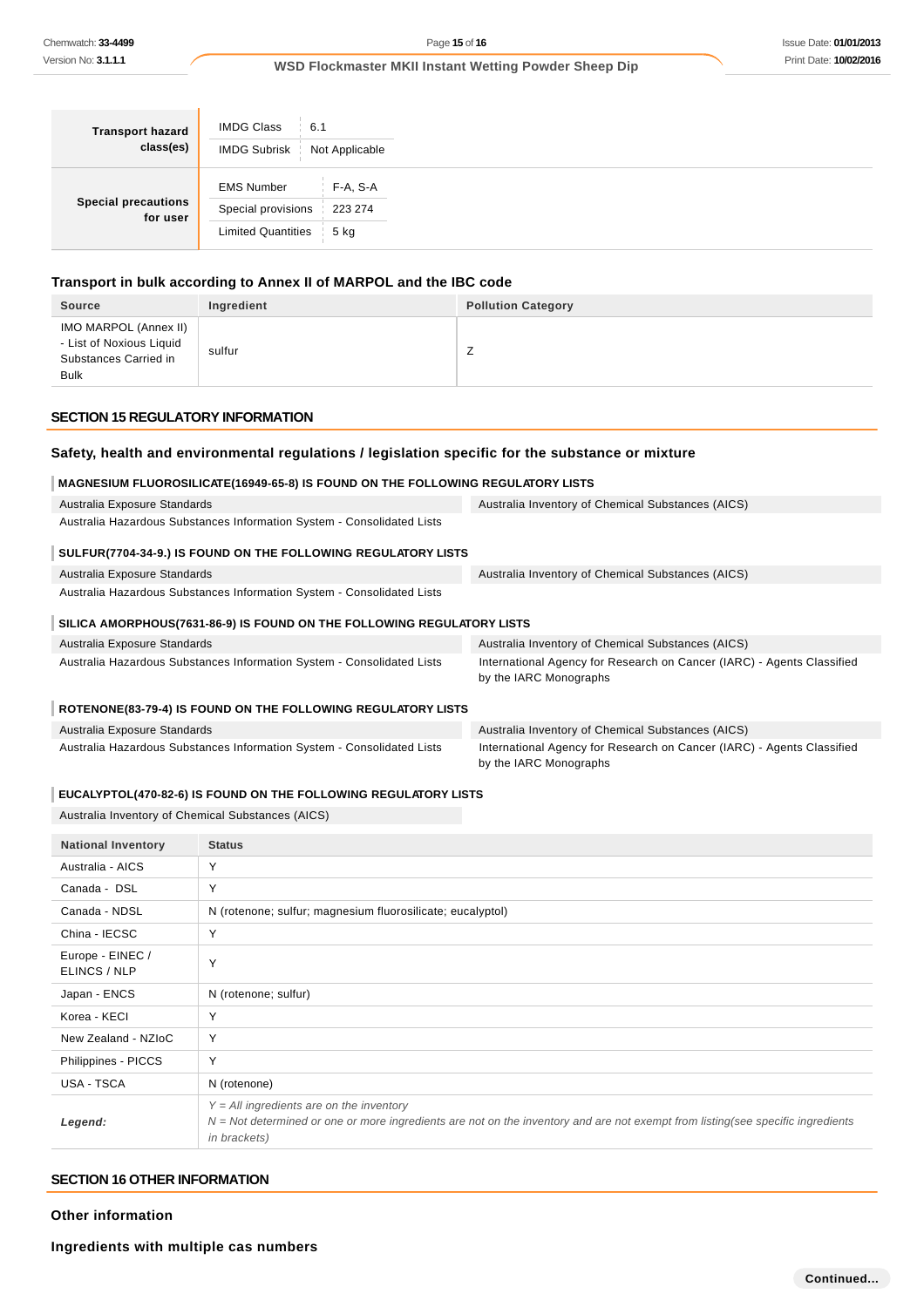| Transport hazard class(es) | IMDG Class | 6.1 |
|---|---|---|
| | IMDG Subrisk | Not Applicable |
| Special precautions for user | EMS Number | F-A, S-A |
| | Special provisions | 223 274 |
| | Limited Quantities | 5 kg |

### Transport in bulk according to Annex II of MARPOL and the IBC code

| Source | Ingredient | Pollution Category |
|---|---|---|
| IMO MARPOL (Annex II) - List of Noxious Liquid Substances Carried in Bulk | sulfur | Z |

## SECTION 15 REGULATORY INFORMATION

### Safety, health and environmental regulations / legislation specific for the substance or mixture

**MAGNESIUM FLUOROSILICATE(16949-65-8) IS FOUND ON THE FOLLOWING REGULATORY LISTS**

| | |
|---|---|
| Australia Exposure Standards | Australia Inventory of Chemical Substances (AICS) |
| Australia Hazardous Substances Information System - Consolidated Lists | |

**SULFUR(7704-34-9.) IS FOUND ON THE FOLLOWING REGULATORY LISTS**

| | |
|---|---|
| Australia Exposure Standards | Australia Inventory of Chemical Substances (AICS) |
| Australia Hazardous Substances Information System - Consolidated Lists | |

**SILICA AMORPHOUS(7631-86-9) IS FOUND ON THE FOLLOWING REGULATORY LISTS**

| | |
|---|---|
| Australia Exposure Standards | Australia Inventory of Chemical Substances (AICS) |
| Australia Hazardous Substances Information System - Consolidated Lists | International Agency for Research on Cancer (IARC) - Agents Classified by the IARC Monographs |

**ROTENONE(83-79-4) IS FOUND ON THE FOLLOWING REGULATORY LISTS**

| | |
|---|---|
| Australia Exposure Standards | Australia Inventory of Chemical Substances (AICS) |
| Australia Hazardous Substances Information System - Consolidated Lists | International Agency for Research on Cancer (IARC) - Agents Classified by the IARC Monographs |

**EUCALYPTOL(470-82-6) IS FOUND ON THE FOLLOWING REGULATORY LISTS**

Australia Inventory of Chemical Substances (AICS)

| National Inventory | Status |
|---|---|
| Australia - AICS | Y |
| Canada - DSL | Y |
| Canada - NDSL | N (rotenone; sulfur; magnesium fluorosilicate; eucalyptol) |
| China - IECSC | Y |
| Europe - EINEC / ELINCS / NLP | Y |
| Japan - ENCS | N (rotenone; sulfur) |
| Korea - KECI | Y |
| New Zealand - NZIoC | Y |
| Philippines - PICCS | Y |
| USA - TSCA | N (rotenone) |
| ***Legend:*** | *Y = All ingredients are on the inventory*<br>*N = Not determined or one or more ingredients are not on the inventory and are not exempt from listing(see specific ingredients in brackets)* |

## SECTION 16 OTHER INFORMATION

### Other information

### Ingredients with multiple cas numbers

**Continued...**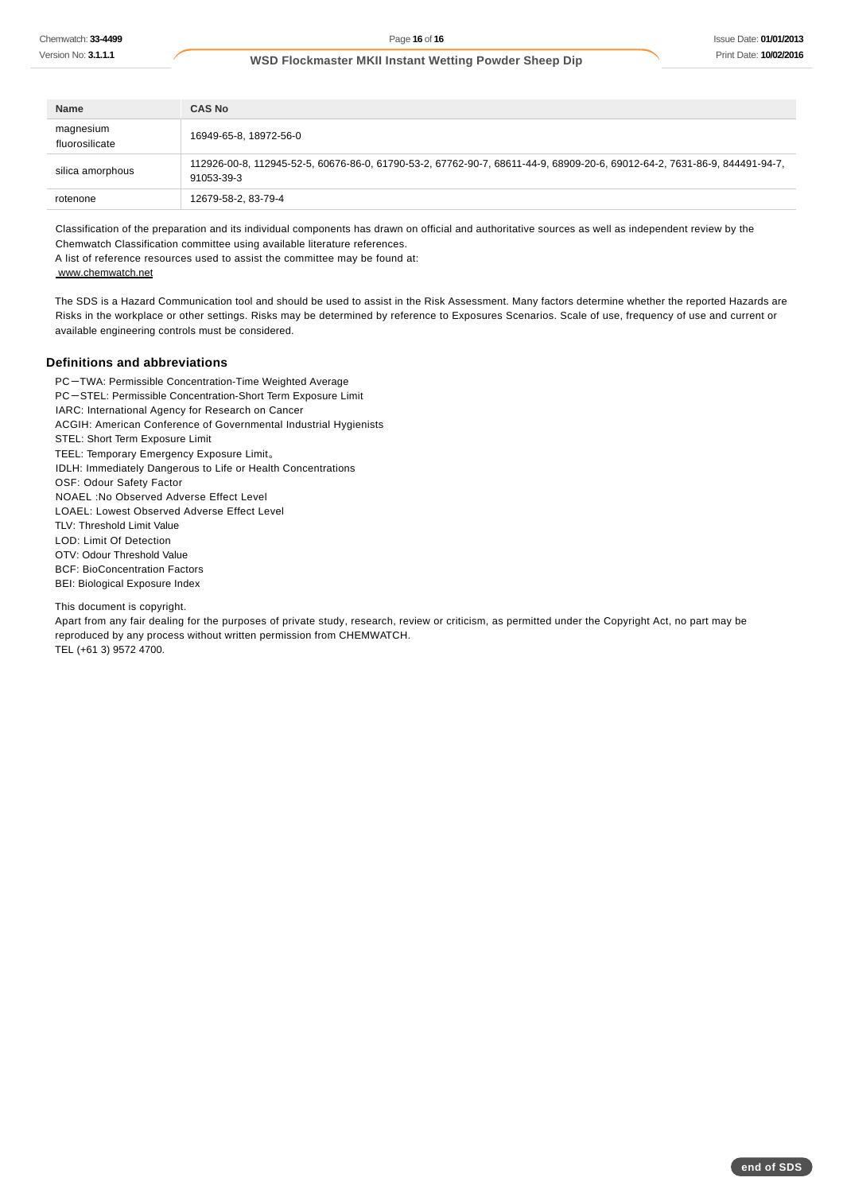| Name | CAS No |
|---|---|
| magnesium fluorosilicate | 16949-65-8, 18972-56-0 |
| silica amorphous | 112926-00-8, 112945-52-5, 60676-86-0, 61790-53-2, 67762-90-7, 68611-44-9, 68909-20-6, 69012-64-2, 7631-86-9, 844491-94-7, 91053-39-3 |
| rotenone | 12679-58-2, 83-79-4 |

Classification of the preparation and its individual components has drawn on official and authoritative sources as well as independent review by the Chemwatch Classification committee using available literature references.
A list of reference resources used to assist the committee may be found at:
www.chemwatch.net

The SDS is a Hazard Communication tool and should be used to assist in the Risk Assessment. Many factors determine whether the reported Hazards are Risks in the workplace or other settings. Risks may be determined by reference to Exposures Scenarios. Scale of use, frequency of use and current or available engineering controls must be considered.

## Definitions and abbreviations

PC－TWA: Permissible Concentration-Time Weighted Average
PC－STEL: Permissible Concentration-Short Term Exposure Limit
IARC: International Agency for Research on Cancer
ACGIH: American Conference of Governmental Industrial Hygienists
STEL: Short Term Exposure Limit
TEEL: Temporary Emergency Exposure Limit。
IDLH: Immediately Dangerous to Life or Health Concentrations
OSF: Odour Safety Factor
NOAEL :No Observed Adverse Effect Level
LOAEL: Lowest Observed Adverse Effect Level
TLV: Threshold Limit Value
LOD: Limit Of Detection
OTV: Odour Threshold Value
BCF: BioConcentration Factors
BEI: Biological Exposure Index

This document is copyright.
Apart from any fair dealing for the purposes of private study, research, review or criticism, as permitted under the Copyright Act, no part may be reproduced by any process without written permission from CHEMWATCH.
TEL (+61 3) 9572 4700.

**end of SDS**